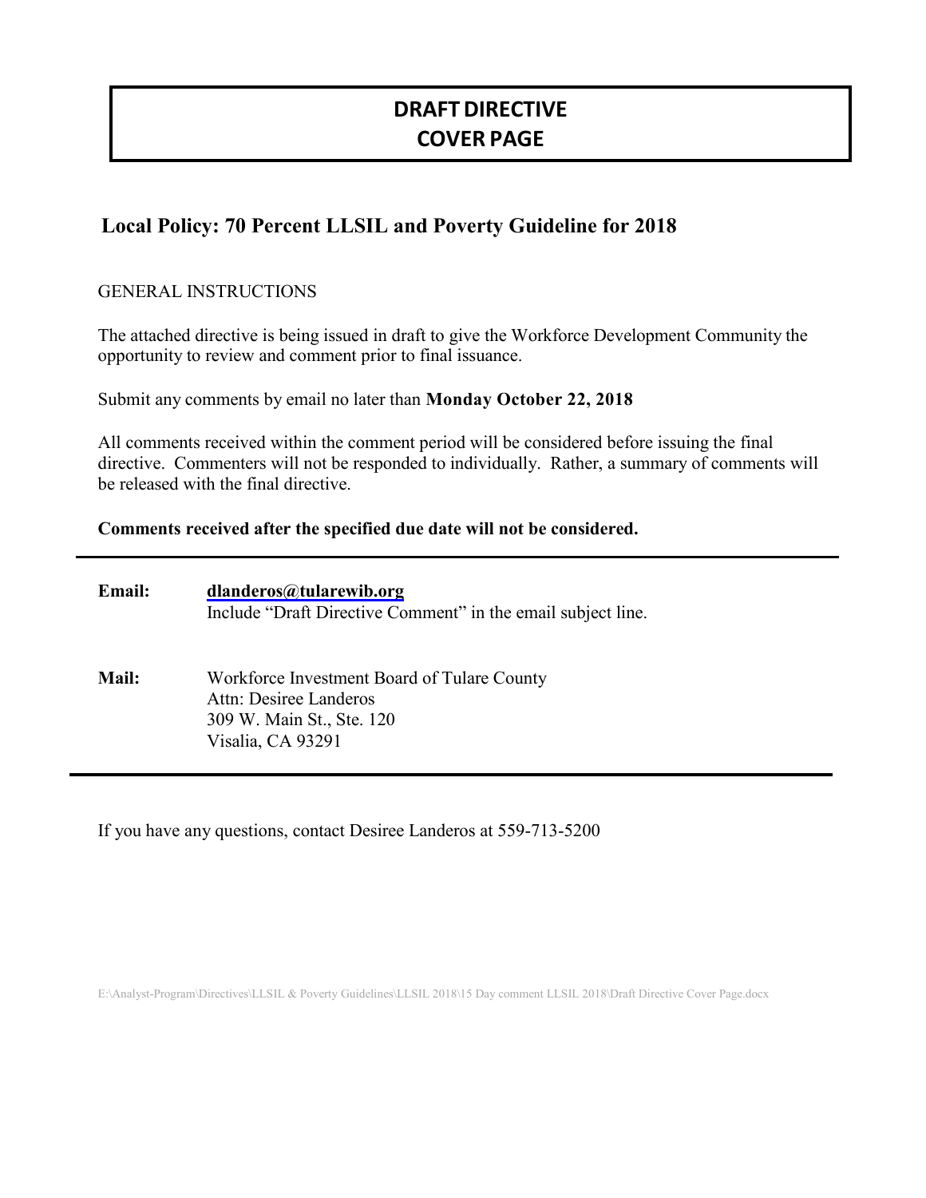# DRAFT DIRECTIVE
# COVER PAGE

## Local Policy: 70 Percent LLSIL and Poverty Guideline for 2018

GENERAL INSTRUCTIONS

The attached directive is being issued in draft to give the Workforce Development Community the opportunity to review and comment prior to final issuance.

Submit any comments by email no later than **Monday October 22, 2018**

All comments received within the comment period will be considered before issuing the final directive. Commenters will not be responded to individually. Rather, a summary of comments will be released with the final directive.

**Comments received after the specified due date will not be considered.**

---

**Email:** **dlanderos@tularewib.org**
Include "Draft Directive Comment" in the email subject line.

**Mail:** Workforce Investment Board of Tulare County
Attn: Desiree Landeros
309 W. Main St., Ste. 120
Visalia, CA 93291

---

If you have any questions, contact Desiree Landeros at 559-713-5200

E:\Analyst-Program\Directives\LLSIL & Poverty Guidelines\LLSIL 2018\15 Day comment LLSIL 2018\Draft Directive Cover Page.docx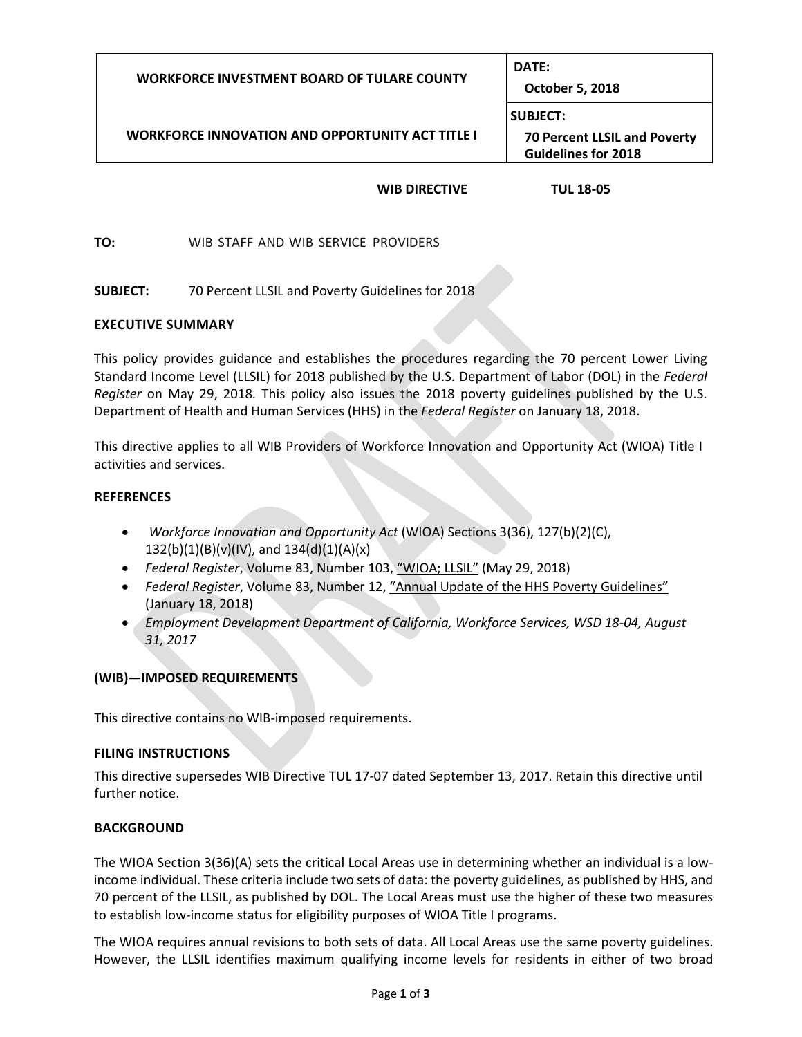| WORKFORCE INVESTMENT BOARD OF TULARE COUNTY | DATE: October 5, 2018 |
|---|---|
| WORKFORCE INNOVATION AND OPPORTUNITY ACT TITLE I | SUBJECT: 70 Percent LLSIL and Poverty Guidelines for 2018 |

**WIB DIRECTIVE TUL 18-05**

**TO:** WIB STAFF AND WIB SERVICE PROVIDERS

**SUBJECT:** 70 Percent LLSIL and Poverty Guidelines for 2018

**EXECUTIVE SUMMARY**

This policy provides guidance and establishes the procedures regarding the 70 percent Lower Living Standard Income Level (LLSIL) for 2018 published by the U.S. Department of Labor (DOL) in the *Federal Register* on May 29, 2018. This policy also issues the 2018 poverty guidelines published by the U.S. Department of Health and Human Services (HHS) in the *Federal Register* on January 18, 2018.

This directive applies to all WIB Providers of Workforce Innovation and Opportunity Act (WIOA) Title I activities and services.

**REFERENCES**

- *Workforce Innovation and Opportunity Act* (WIOA) Sections 3(36), 127(b)(2)(C), 132(b)(1)(B)(v)(IV), and 134(d)(1)(A)(x)
- *Federal Register*, Volume 83, Number 103, "WIOA; LLSIL" (May 29, 2018)
- *Federal Register*, Volume 83, Number 12, "Annual Update of the HHS Poverty Guidelines" (January 18, 2018)
- *Employment Development Department of California, Workforce Services, WSD 18-04, August 31, 2017*

**(WIB)—IMPOSED REQUIREMENTS**

This directive contains no WIB-imposed requirements.

**FILING INSTRUCTIONS**

This directive supersedes WIB Directive TUL 17-07 dated September 13, 2017. Retain this directive until further notice.

**BACKGROUND**

The WIOA Section 3(36)(A) sets the critical Local Areas use in determining whether an individual is a low-income individual. These criteria include two sets of data: the poverty guidelines, as published by HHS, and 70 percent of the LLSIL, as published by DOL. The Local Areas must use the higher of these two measures to establish low-income status for eligibility purposes of WIOA Title I programs.

The WIOA requires annual revisions to both sets of data. All Local Areas use the same poverty guidelines. However, the LLSIL identifies maximum qualifying income levels for residents in either of two broad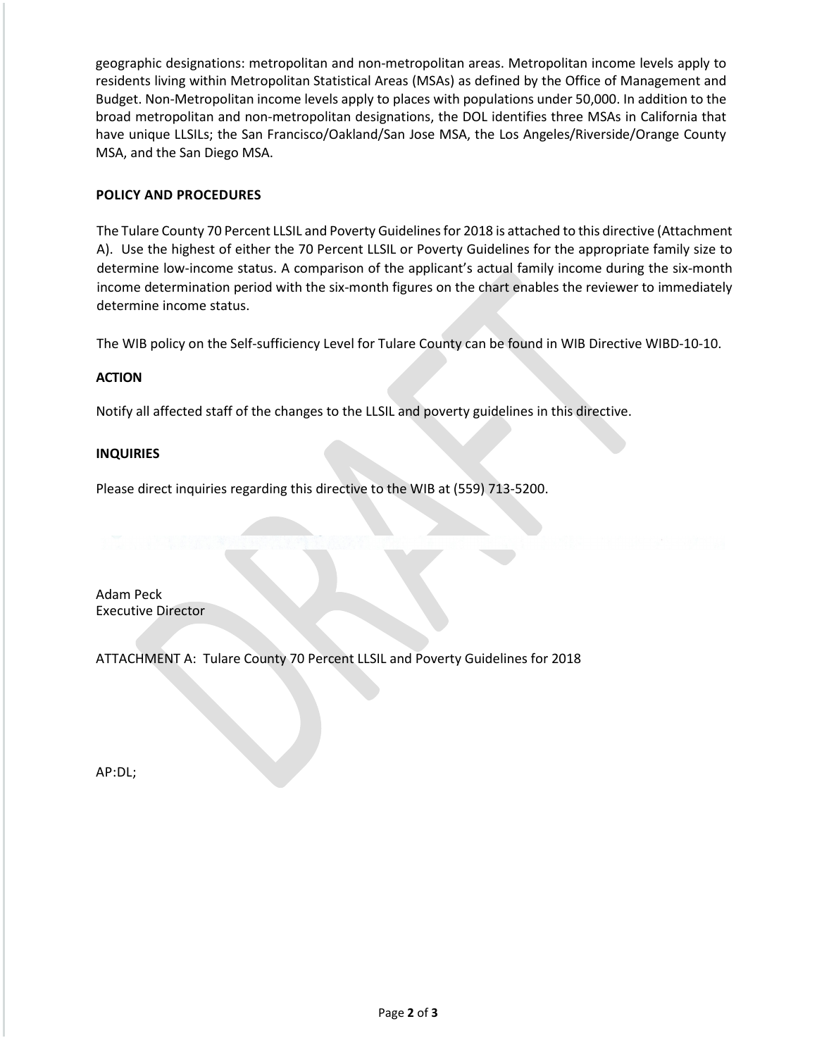geographic designations: metropolitan and non-metropolitan areas. Metropolitan income levels apply to residents living within Metropolitan Statistical Areas (MSAs) as defined by the Office of Management and Budget. Non-Metropolitan income levels apply to places with populations under 50,000. In addition to the broad metropolitan and non-metropolitan designations, the DOL identifies three MSAs in California that have unique LLSILs; the San Francisco/Oakland/San Jose MSA, the Los Angeles/Riverside/Orange County MSA, and the San Diego MSA.

**POLICY AND PROCEDURES**

The Tulare County 70 Percent LLSIL and Poverty Guidelines for 2018 is attached to this directive (Attachment A). Use the highest of either the 70 Percent LLSIL or Poverty Guidelines for the appropriate family size to determine low-income status. A comparison of the applicant's actual family income during the six-month income determination period with the six-month figures on the chart enables the reviewer to immediately determine income status.

The WIB policy on the Self-sufficiency Level for Tulare County can be found in WIB Directive WIBD-10-10.

**ACTION**

Notify all affected staff of the changes to the LLSIL and poverty guidelines in this directive.

**INQUIRIES**

Please direct inquiries regarding this directive to the WIB at (559) 713-5200.

Adam Peck
Executive Director

ATTACHMENT A: Tulare County 70 Percent LLSIL and Poverty Guidelines for 2018

AP:DL;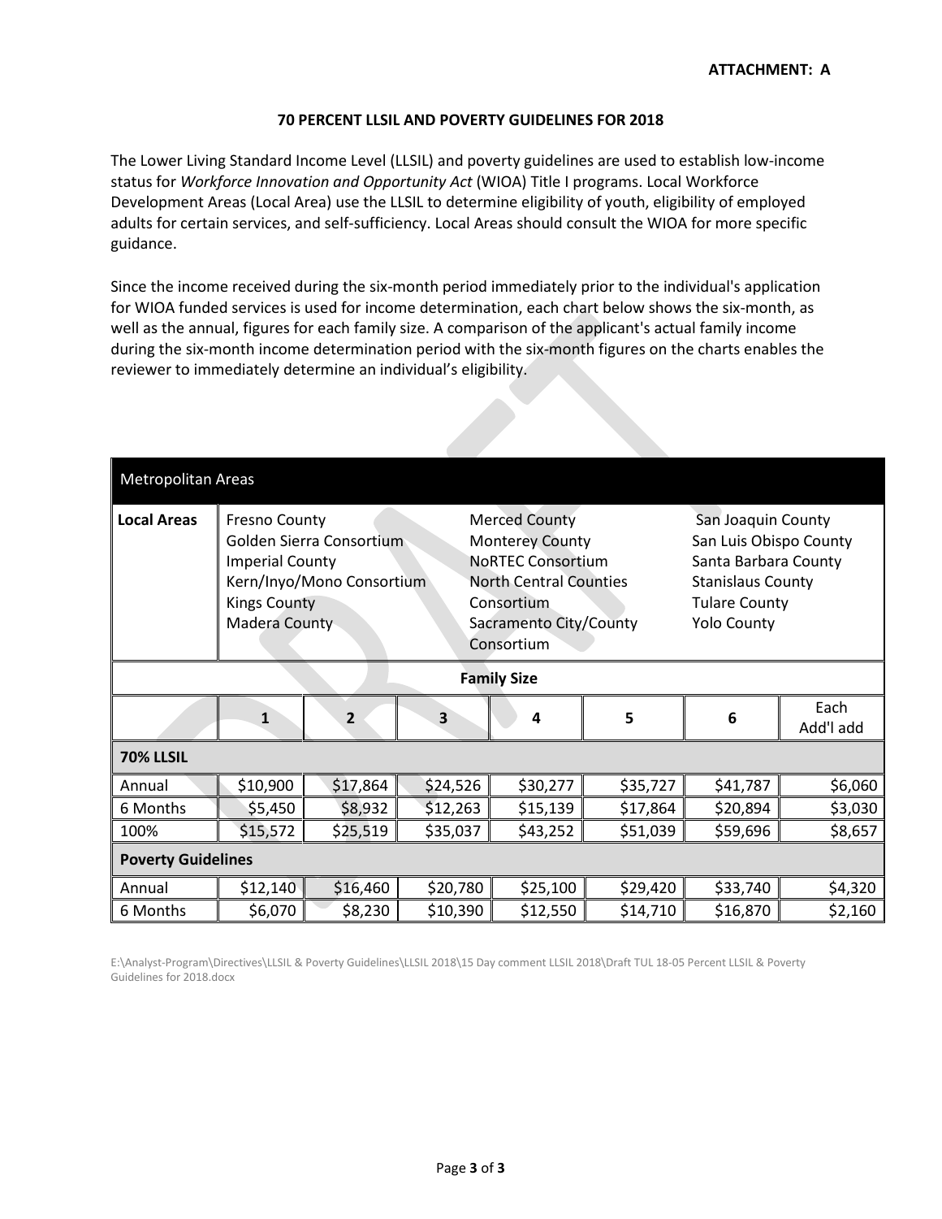**ATTACHMENT: A**

# 70 PERCENT LLSIL AND POVERTY GUIDELINES FOR 2018

The Lower Living Standard Income Level (LLSIL) and poverty guidelines are used to establish low-income status for *Workforce Innovation and Opportunity Act* (WIOA) Title I programs. Local Workforce Development Areas (Local Area) use the LLSIL to determine eligibility of youth, eligibility of employed adults for certain services, and self-sufficiency. Local Areas should consult the WIOA for more specific guidance.

Since the income received during the six-month period immediately prior to the individual's application for WIOA funded services is used for income determination, each chart below shows the six-month, as well as the annual, figures for each family size. A comparison of the applicant's actual family income during the six-month income determination period with the six-month figures on the charts enables the reviewer to immediately determine an individual's eligibility.

| Metropolitan Areas | | | | | | | |
|---|---|---|---|---|---|---|---|
| **Local Areas** | Fresno County<br>Golden Sierra Consortium<br>Imperial County<br>Kern/Inyo/Mono Consortium<br>Kings County<br>Madera County | | | Merced County<br>Monterey County<br>NoRTEC Consortium<br>North Central Counties Consortium<br>Sacramento City/County Consortium | | San Joaquin County<br>San Luis Obispo County<br>Santa Barbara County<br>Stanislaus County<br>Tulare County<br>Yolo County | |
| **Family Size** | | | | | | | |
| | **1** | **2** | **3** | **4** | **5** | **6** | Each Add'l add |
| **70% LLSIL** | | | | | | | |
| Annual | $10,900 | $17,864 | $24,526 | $30,277 | $35,727 | $41,787 | $6,060 |
| 6 Months | $5,450 | $8,932 | $12,263 | $15,139 | $17,864 | $20,894 | $3,030 |
| 100% | $15,572 | $25,519 | $35,037 | $43,252 | $51,039 | $59,696 | $8,657 |
| **Poverty Guidelines** | | | | | | | |
| Annual | $12,140 | $16,460 | $20,780 | $25,100 | $29,420 | $33,740 | $4,320 |
| 6 Months | $6,070 | $8,230 | $10,390 | $12,550 | $14,710 | $16,870 | $2,160 |

E:\Analyst-Program\Directives\LLSIL & Poverty Guidelines\LLSIL 2018\15 Day comment LLSIL 2018\Draft TUL 18-05 Percent LLSIL & Poverty Guidelines for 2018.docx